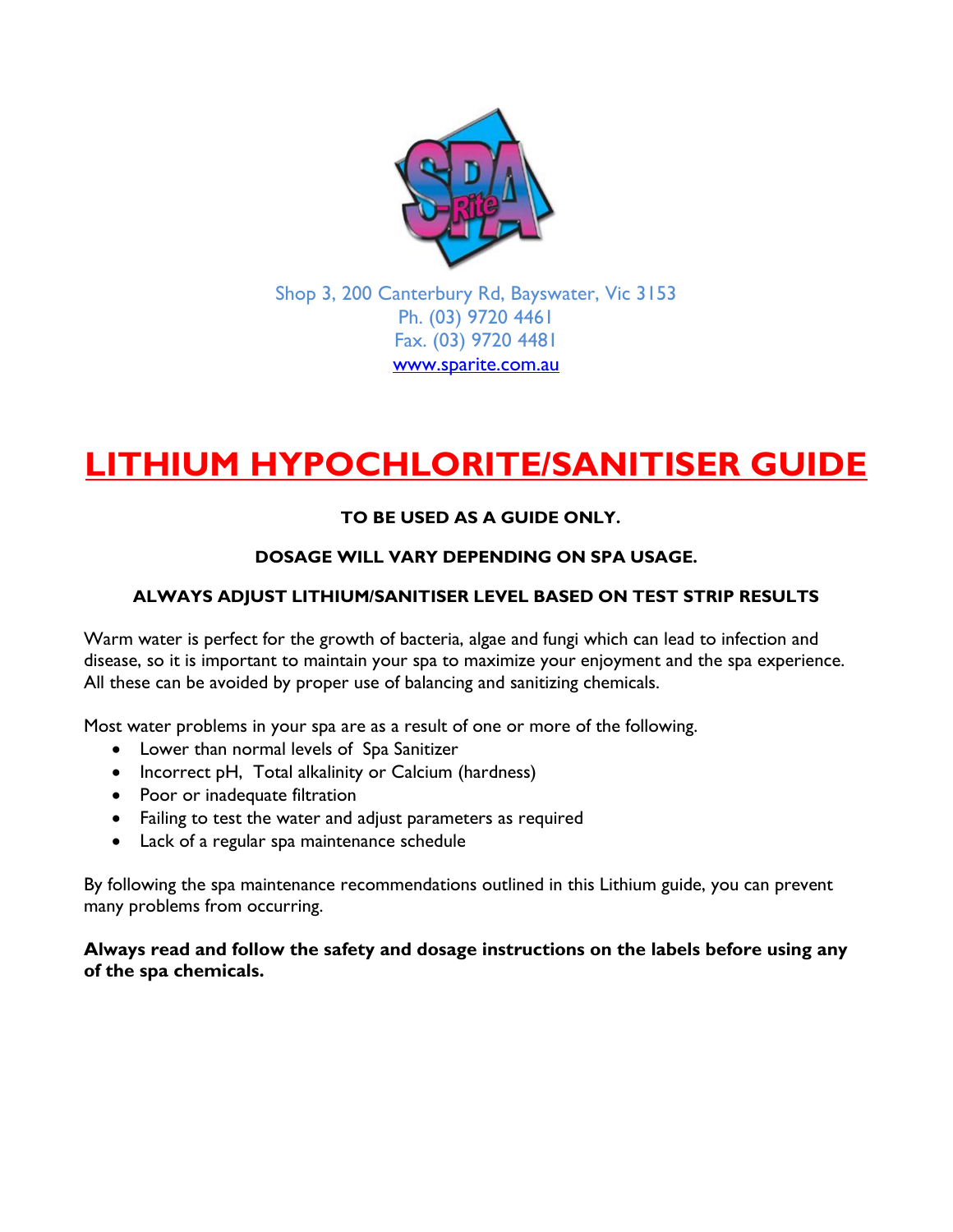Shop 3, 200 Canterbury Rd, Bayswater, Vic 3153
Ph. (03) 9720 4461
Fax. (03) 9720 4481
[www.sparite.com.au](http://www.sparite.com.au)

# LITHIUM HYPOCHLORITE/SANITISER GUIDE

**TO BE USED AS A GUIDE ONLY.**

**DOSAGE WILL VARY DEPENDING ON SPA USAGE.**

**ALWAYS ADJUST LITHIUM/SANITISER LEVEL BASED ON TEST STRIP RESULTS**

Warm water is perfect for the growth of bacteria, algae and fungi which can lead to infection and disease, so it is important to maintain your spa to maximize your enjoyment and the spa experience. All these can be avoided by proper use of balancing and sanitizing chemicals.

Most water problems in your spa are as a result of one or more of the following.

- Lower than normal levels of Spa Sanitizer
- Incorrect pH, Total alkalinity or Calcium (hardness)
- Poor or inadequate filtration
- Failing to test the water and adjust parameters as required
- Lack of a regular spa maintenance schedule

By following the spa maintenance recommendations outlined in this Lithium guide, you can prevent many problems from occurring.

**Always read and follow the safety and dosage instructions on the labels before using any of the spa chemicals.**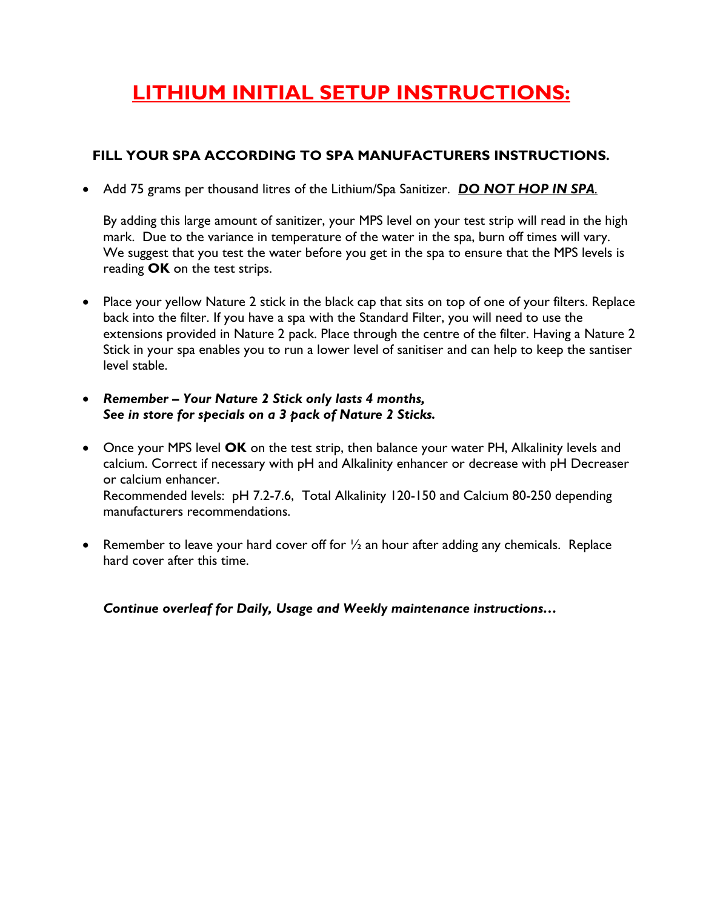# LITHIUM INITIAL SETUP INSTRUCTIONS:

## FILL YOUR SPA ACCORDING TO SPA MANUFACTURERS INSTRUCTIONS.

- Add 75 grams per thousand litres of the Lithium/Spa Sanitizer. ***DO NOT HOP IN SPA***.

  By adding this large amount of sanitizer, your MPS level on your test strip will read in the high mark. Due to the variance in temperature of the water in the spa, burn off times will vary. We suggest that you test the water before you get in the spa to ensure that the MPS levels is reading **OK** on the test strips.

- Place your yellow Nature 2 stick in the black cap that sits on top of one of your filters. Replace back into the filter. If you have a spa with the Standard Filter, you will need to use the extensions provided in Nature 2 pack. Place through the centre of the filter. Having a Nature 2 Stick in your spa enables you to run a lower level of sanitiser and can help to keep the santiser level stable.

- ***Remember – Your Nature 2 Stick only lasts 4 months,***
  ***See in store for specials on a 3 pack of Nature 2 Sticks.***

- Once your MPS level **OK** on the test strip, then balance your water PH, Alkalinity levels and calcium. Correct if necessary with pH and Alkalinity enhancer or decrease with pH Decreaser or calcium enhancer.
  Recommended levels: pH 7.2-7.6, Total Alkalinity 120-150 and Calcium 80-250 depending manufacturers recommendations.

- Remember to leave your hard cover off for ½ an hour after adding any chemicals. Replace hard cover after this time.

***Continue overleaf for Daily, Usage and Weekly maintenance instructions…***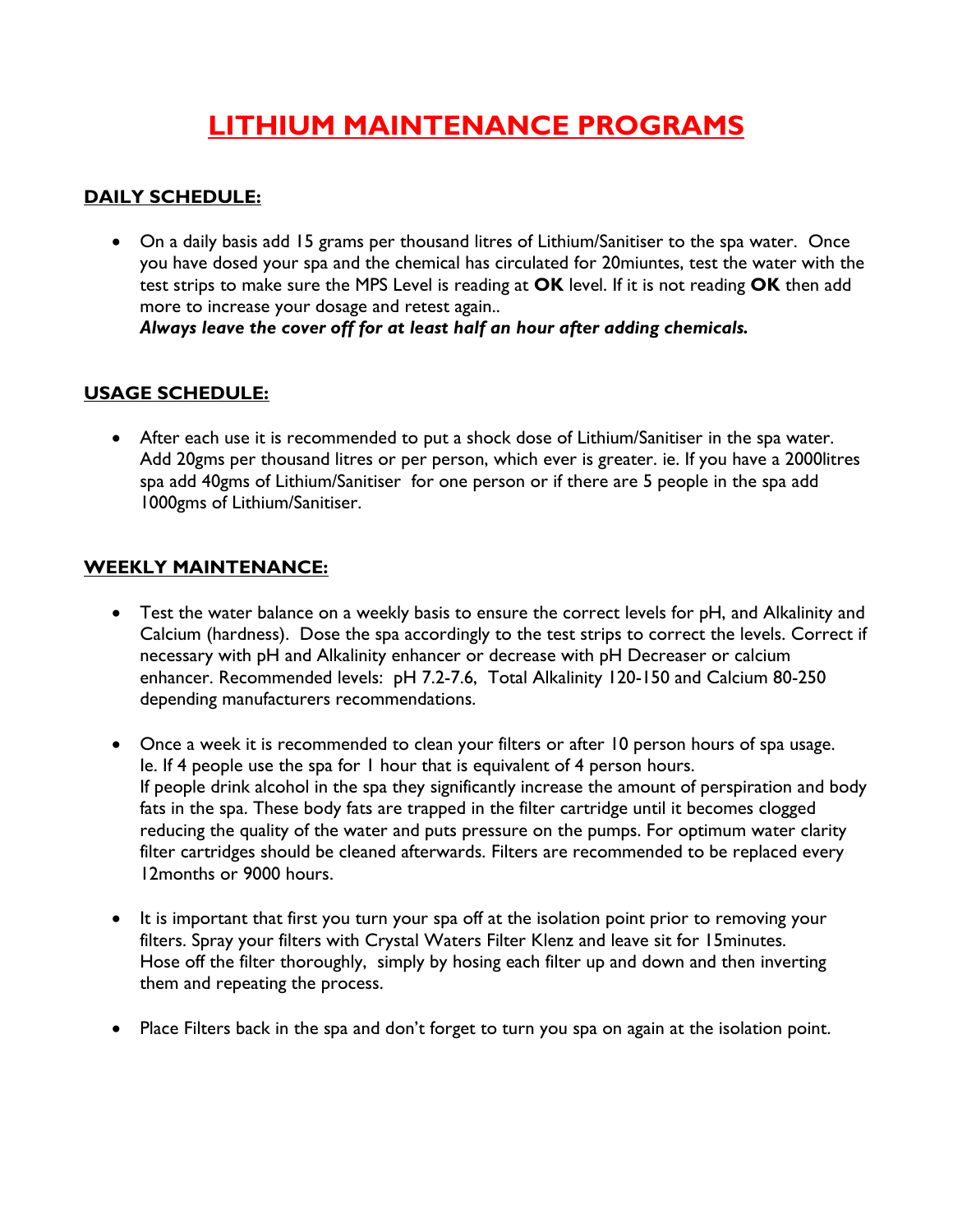# LITHIUM MAINTENANCE PROGRAMS

## DAILY SCHEDULE:

- On a daily basis add 15 grams per thousand litres of Lithium/Sanitiser to the spa water. Once you have dosed your spa and the chemical has circulated for 20miuntes, test the water with the test strips to make sure the MPS Level is reading at **OK** level. If it is not reading **OK** then add more to increase your dosage and retest again..
  ***Always leave the cover off for at least half an hour after adding chemicals.***

## USAGE SCHEDULE:

- After each use it is recommended to put a shock dose of Lithium/Sanitiser in the spa water. Add 20gms per thousand litres or per person, which ever is greater. ie. If you have a 2000litres spa add 40gms of Lithium/Sanitiser for one person or if there are 5 people in the spa add 1000gms of Lithium/Sanitiser.

## WEEKLY MAINTENANCE:

- Test the water balance on a weekly basis to ensure the correct levels for pH, and Alkalinity and Calcium (hardness). Dose the spa accordingly to the test strips to correct the levels. Correct if necessary with pH and Alkalinity enhancer or decrease with pH Decreaser or calcium enhancer. Recommended levels: pH 7.2-7.6, Total Alkalinity 120-150 and Calcium 80-250 depending manufacturers recommendations.

- Once a week it is recommended to clean your filters or after 10 person hours of spa usage. Ie. If 4 people use the spa for 1 hour that is equivalent of 4 person hours.
  If people drink alcohol in the spa they significantly increase the amount of perspiration and body fats in the spa. These body fats are trapped in the filter cartridge until it becomes clogged reducing the quality of the water and puts pressure on the pumps. For optimum water clarity filter cartridges should be cleaned afterwards. Filters are recommended to be replaced every 12months or 9000 hours.

- It is important that first you turn your spa off at the isolation point prior to removing your filters. Spray your filters with Crystal Waters Filter Klenz and leave sit for 15minutes.
  Hose off the filter thoroughly, simply by hosing each filter up and down and then inverting them and repeating the process.

- Place Filters back in the spa and don't forget to turn you spa on again at the isolation point.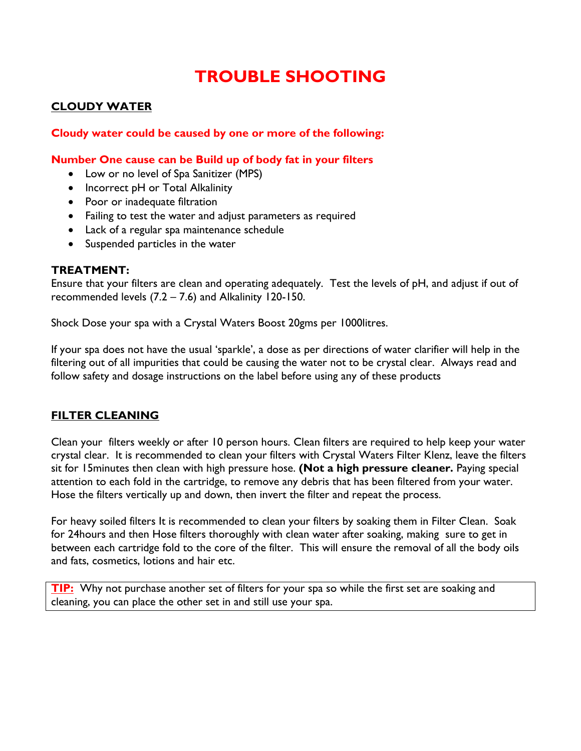# TROUBLE SHOOTING

## CLOUDY WATER

**Cloudy water could be caused by one or more of the following:**

**Number One cause can be Build up of body fat in your filters**

- Low or no level of Spa Sanitizer (MPS)
- Incorrect pH or Total Alkalinity
- Poor or inadequate filtration
- Failing to test the water and adjust parameters as required
- Lack of a regular spa maintenance schedule
- Suspended particles in the water

### TREATMENT:

Ensure that your filters are clean and operating adequately. Test the levels of pH, and adjust if out of recommended levels (7.2 – 7.6) and Alkalinity 120-150.

Shock Dose your spa with a Crystal Waters Boost 20gms per 1000litres.

If your spa does not have the usual 'sparkle', a dose as per directions of water clarifier will help in the filtering out of all impurities that could be causing the water not to be crystal clear. Always read and follow safety and dosage instructions on the label before using any of these products

## FILTER CLEANING

Clean your filters weekly or after 10 person hours. Clean filters are required to help keep your water crystal clear. It is recommended to clean your filters with Crystal Waters Filter Klenz, leave the filters sit for 15minutes then clean with high pressure hose. **(Not a high pressure cleaner.** Paying special attention to each fold in the cartridge, to remove any debris that has been filtered from your water. Hose the filters vertically up and down, then invert the filter and repeat the process.

For heavy soiled filters It is recommended to clean your filters by soaking them in Filter Clean. Soak for 24hours and then Hose filters thoroughly with clean water after soaking, making sure to get in between each cartridge fold to the core of the filter. This will ensure the removal of all the body oils and fats, cosmetics, lotions and hair etc.

**TIP:** Why not purchase another set of filters for your spa so while the first set are soaking and cleaning, you can place the other set in and still use your spa.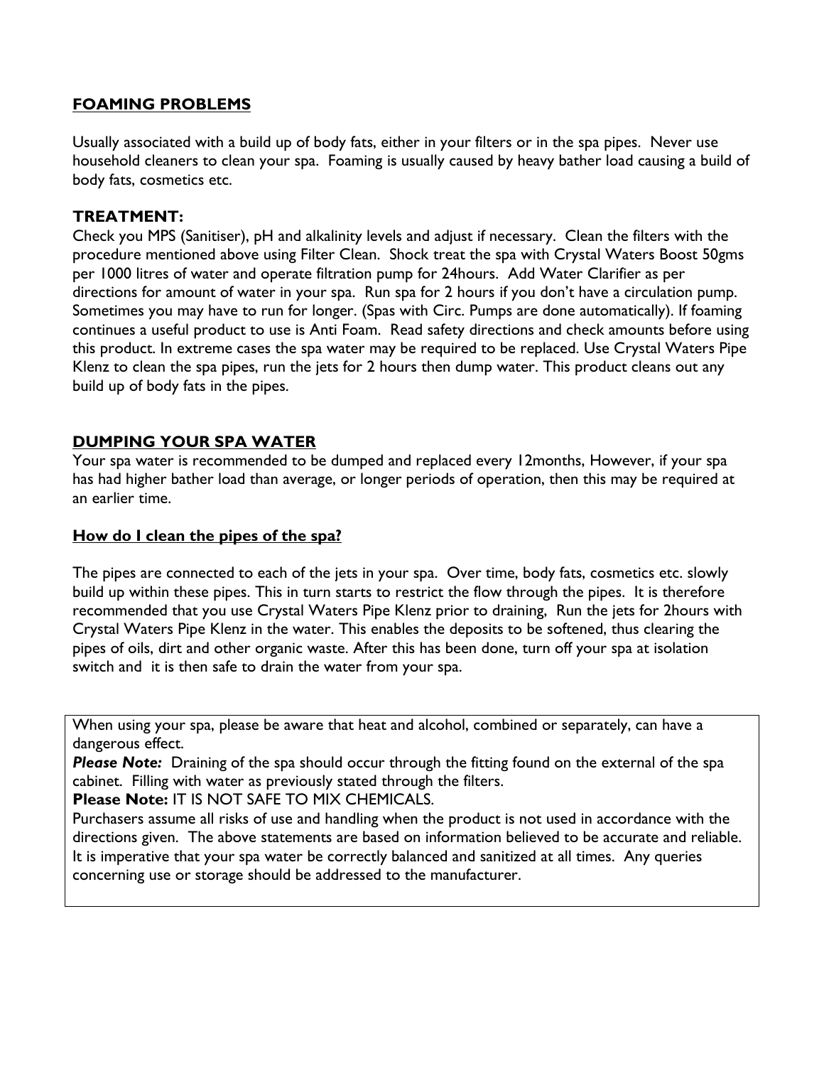## FOAMING PROBLEMS

Usually associated with a build up of body fats, either in your filters or in the spa pipes. Never use household cleaners to clean your spa. Foaming is usually caused by heavy bather load causing a build of body fats, cosmetics etc.

### TREATMENT:

Check you MPS (Sanitiser), pH and alkalinity levels and adjust if necessary. Clean the filters with the procedure mentioned above using Filter Clean. Shock treat the spa with Crystal Waters Boost 50gms per 1000 litres of water and operate filtration pump for 24hours. Add Water Clarifier as per directions for amount of water in your spa. Run spa for 2 hours if you don't have a circulation pump. Sometimes you may have to run for longer. (Spas with Circ. Pumps are done automatically). If foaming continues a useful product to use is Anti Foam. Read safety directions and check amounts before using this product. In extreme cases the spa water may be required to be replaced. Use Crystal Waters Pipe Klenz to clean the spa pipes, run the jets for 2 hours then dump water. This product cleans out any build up of body fats in the pipes.

## DUMPING YOUR SPA WATER

Your spa water is recommended to be dumped and replaced every 12months, However, if your spa has had higher bather load than average, or longer periods of operation, then this may be required at an earlier time.

### How do I clean the pipes of the spa?

The pipes are connected to each of the jets in your spa. Over time, body fats, cosmetics etc. slowly build up within these pipes. This in turn starts to restrict the flow through the pipes. It is therefore recommended that you use Crystal Waters Pipe Klenz prior to draining, Run the jets for 2hours with Crystal Waters Pipe Klenz in the water. This enables the deposits to be softened, thus clearing the pipes of oils, dirt and other organic waste. After this has been done, turn off your spa at isolation switch and it is then safe to drain the water from your spa.

When using your spa, please be aware that heat and alcohol, combined or separately, can have a dangerous effect.

***Please Note:*** Draining of the spa should occur through the fitting found on the external of the spa cabinet. Filling with water as previously stated through the filters.

**Please Note:** IT IS NOT SAFE TO MIX CHEMICALS.

Purchasers assume all risks of use and handling when the product is not used in accordance with the directions given. The above statements are based on information believed to be accurate and reliable. It is imperative that your spa water be correctly balanced and sanitized at all times. Any queries concerning use or storage should be addressed to the manufacturer.